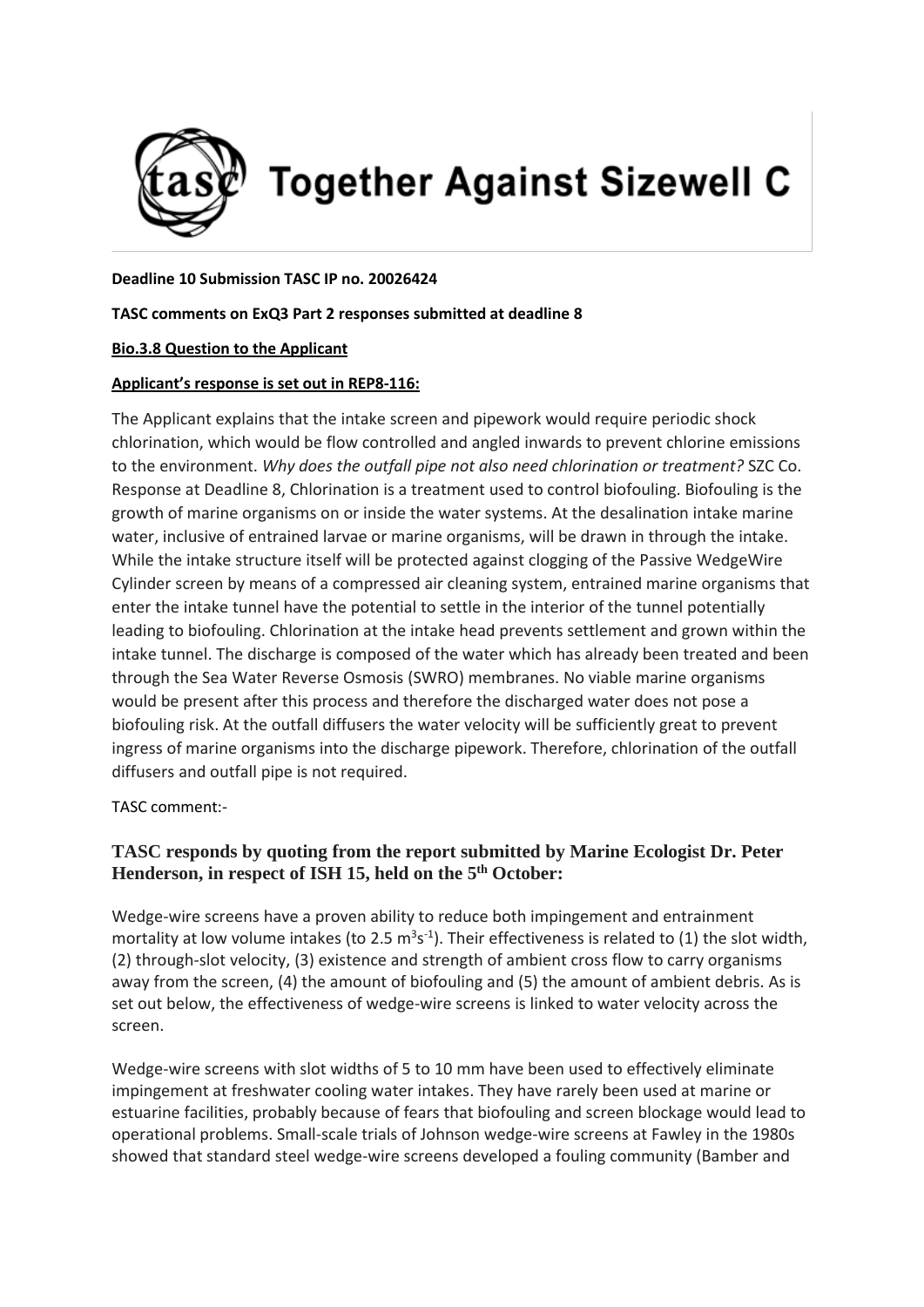# Together Against Sizewell C

**Deadline 10 Submission TASC IP no. 20026424**

**TASC comments on ExQ3 Part 2 responses submitted at deadline 8**

**Bio.3.8 Question to the Applicant**

**Applicant's response is set out in REP8-116:**

The Applicant explains that the intake screen and pipework would require periodic shock chlorination, which would be flow controlled and angled inwards to prevent chlorine emissions to the environment. *Why does the outfall pipe not also need chlorination or treatment?* SZC Co. Response at Deadline 8, Chlorination is a treatment used to control biofouling. Biofouling is the growth of marine organisms on or inside the water systems. At the desalination intake marine water, inclusive of entrained larvae or marine organisms, will be drawn in through the intake. While the intake structure itself will be protected against clogging of the Passive WedgeWire Cylinder screen by means of a compressed air cleaning system, entrained marine organisms that enter the intake tunnel have the potential to settle in the interior of the tunnel potentially leading to biofouling. Chlorination at the intake head prevents settlement and grown within the intake tunnel. The discharge is composed of the water which has already been treated and been through the Sea Water Reverse Osmosis (SWRO) membranes. No viable marine organisms would be present after this process and therefore the discharged water does not pose a biofouling risk. At the outfall diffusers the water velocity will be sufficiently great to prevent ingress of marine organisms into the discharge pipework. Therefore, chlorination of the outfall diffusers and outfall pipe is not required.

TASC comment:-

## TASC responds by quoting from the report submitted by Marine Ecologist Dr. Peter Henderson, in respect of ISH 15, held on the 5th October:

Wedge-wire screens have a proven ability to reduce both impingement and entrainment mortality at low volume intakes (to 2.5 $m^3s^{-1}$). Their effectiveness is related to (1) the slot width, (2) through-slot velocity, (3) existence and strength of ambient cross flow to carry organisms away from the screen, (4) the amount of biofouling and (5) the amount of ambient debris. As is set out below, the effectiveness of wedge-wire screens is linked to water velocity across the screen.

Wedge-wire screens with slot widths of 5 to 10 mm have been used to effectively eliminate impingement at freshwater cooling water intakes. They have rarely been used at marine or estuarine facilities, probably because of fears that biofouling and screen blockage would lead to operational problems. Small-scale trials of Johnson wedge-wire screens at Fawley in the 1980s showed that standard steel wedge-wire screens developed a fouling community (Bamber and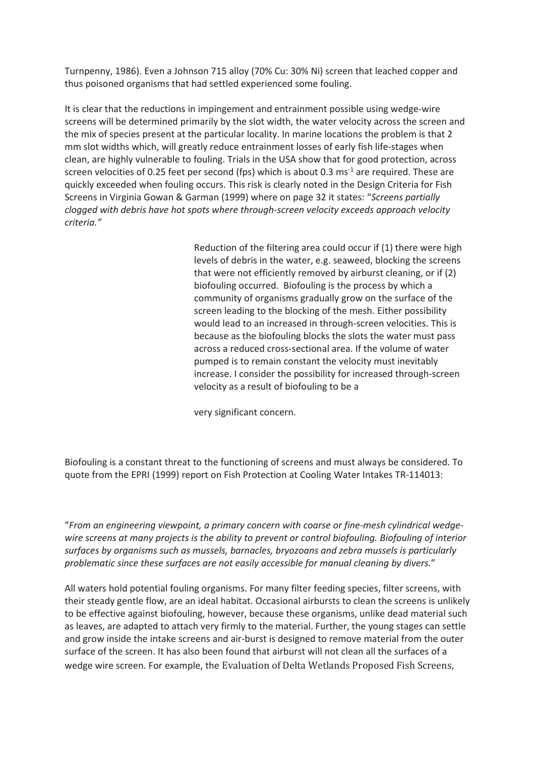Turnpenny, 1986). Even a Johnson 715 alloy (70% Cu: 30% Ni) screen that leached copper and thus poisoned organisms that had settled experienced some fouling.

It is clear that the reductions in impingement and entrainment possible using wedge-wire screens will be determined primarily by the slot width, the water velocity across the screen and the mix of species present at the particular locality. In marine locations the problem is that 2 mm slot widths which, will greatly reduce entrainment losses of early fish life-stages when clean, are highly vulnerable to fouling. Trials in the USA show that for good protection, across screen velocities of 0.25 feet per second (fps) which is about 0.3 $ms^{-1}$ are required. These are quickly exceeded when fouling occurs. This risk is clearly noted in the Design Criteria for Fish Screens in Virginia Gowan & Garman (1999) where on page 32 it states: "*Screens partially clogged with debris have hot spots where through-screen velocity exceeds approach velocity criteria.*"

Reduction of the filtering area could occur if (1) there were high levels of debris in the water, e.g. seaweed, blocking the screens that were not efficiently removed by airburst cleaning, or if (2) biofouling occurred. Biofouling is the process by which a community of organisms gradually grow on the surface of the screen leading to the blocking of the mesh. Either possibility would lead to an increased in through-screen velocities. This is because as the biofouling blocks the slots the water must pass across a reduced cross-sectional area. If the volume of water pumped is to remain constant the velocity must inevitably increase. I consider the possibility for increased through-screen velocity as a result of biofouling to be a very significant concern.

Biofouling is a constant threat to the functioning of screens and must always be considered. To quote from the EPRI (1999) report on Fish Protection at Cooling Water Intakes TR-114013:

"*From an engineering viewpoint, a primary concern with coarse or fine-mesh cylindrical wedge-wire screens at many projects is the ability to prevent or control biofouling. Biofouling of interior surfaces by organisms such as mussels, barnacles, bryozoans and zebra mussels is particularly problematic since these surfaces are not easily accessible for manual cleaning by divers.*"

All waters hold potential fouling organisms. For many filter feeding species, filter screens, with their steady gentle flow, are an ideal habitat. Occasional airbursts to clean the screens is unlikely to be effective against biofouling, however, because these organisms, unlike dead material such as leaves, are adapted to attach very firmly to the material. Further, the young stages can settle and grow inside the intake screens and air-burst is designed to remove material from the outer surface of the screen. It has also been found that airburst will not clean all the surfaces of a wedge wire screen. For example, the Evaluation of Delta Wetlands Proposed Fish Screens,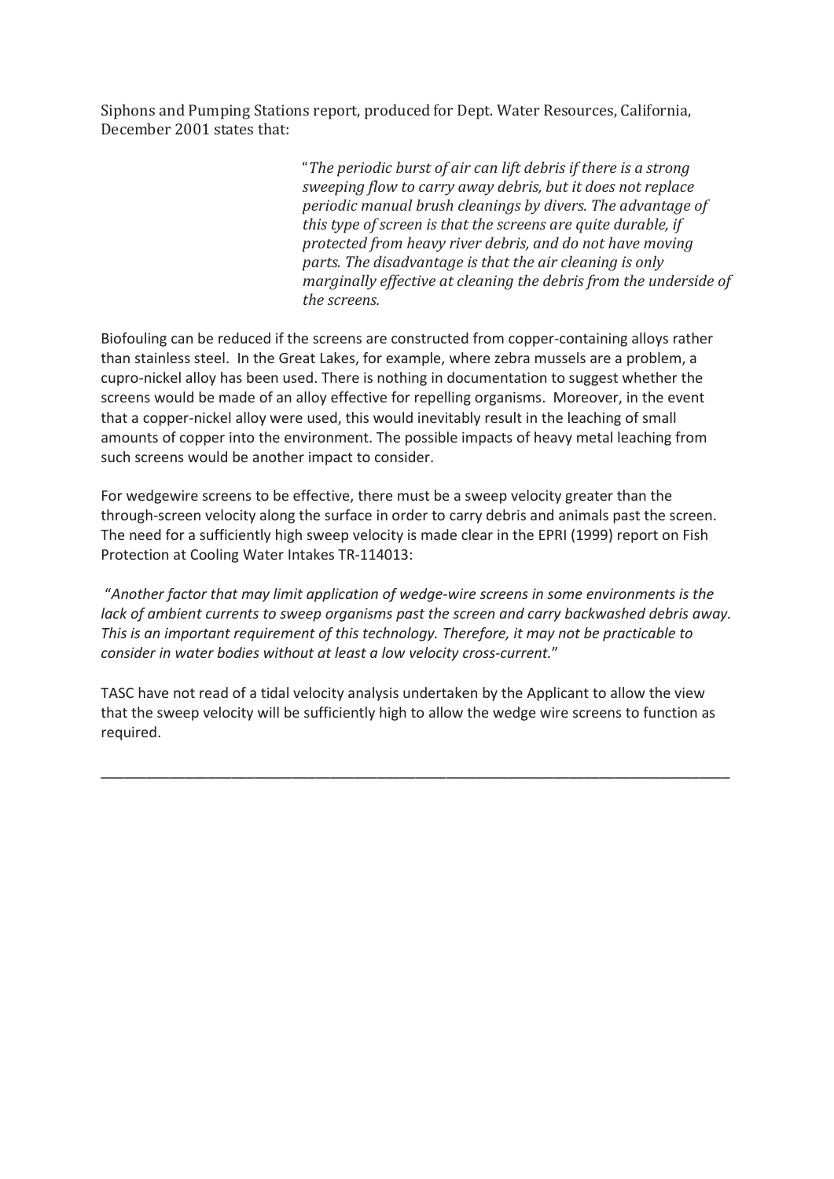Siphons and Pumping Stations report, produced for Dept. Water Resources, California, December 2001 states that:

> "*The periodic burst of air can lift debris if there is a strong sweeping flow to carry away debris, but it does not replace periodic manual brush cleanings by divers. The advantage of this type of screen is that the screens are quite durable, if protected from heavy river debris, and do not have moving parts. The disadvantage is that the air cleaning is only marginally effective at cleaning the debris from the underside of the screens.*

Biofouling can be reduced if the screens are constructed from copper-containing alloys rather than stainless steel. In the Great Lakes, for example, where zebra mussels are a problem, a cupro-nickel alloy has been used. There is nothing in documentation to suggest whether the screens would be made of an alloy effective for repelling organisms. Moreover, in the event that a copper-nickel alloy were used, this would inevitably result in the leaching of small amounts of copper into the environment. The possible impacts of heavy metal leaching from such screens would be another impact to consider.

For wedgewire screens to be effective, there must be a sweep velocity greater than the through-screen velocity along the surface in order to carry debris and animals past the screen. The need for a sufficiently high sweep velocity is made clear in the EPRI (1999) report on Fish Protection at Cooling Water Intakes TR-114013:

"*Another factor that may limit application of wedge-wire screens in some environments is the lack of ambient currents to sweep organisms past the screen and carry backwashed debris away. This is an important requirement of this technology. Therefore, it may not be practicable to consider in water bodies without at least a low velocity cross-current.*"

TASC have not read of a tidal velocity analysis undertaken by the Applicant to allow the view that the sweep velocity will be sufficiently high to allow the wedge wire screens to function as required.

---